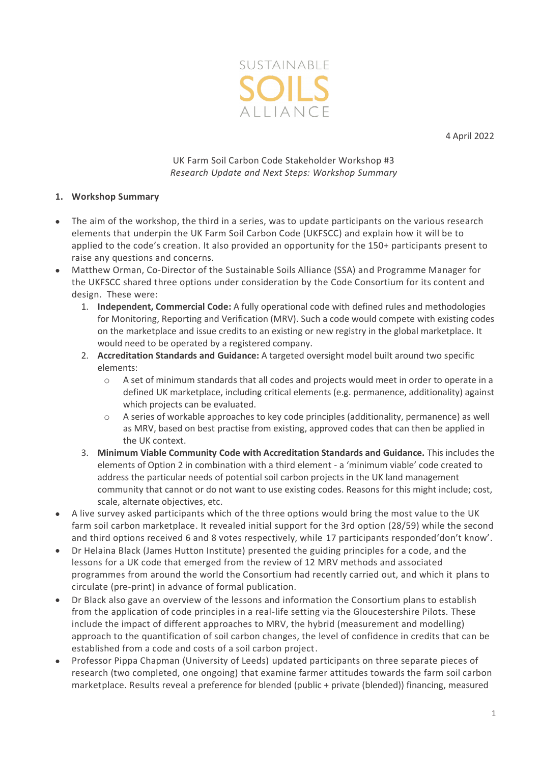SUSTAINABLE SOILS ALLIANCE

4 April 2022

UK Farm Soil Carbon Code Stakeholder Workshop #3
*Research Update and Next Steps: Workshop Summary*

## 1. Workshop Summary

- The aim of the workshop, the third in a series, was to update participants on the various research elements that underpin the UK Farm Soil Carbon Code (UKFSCC) and explain how it will be to applied to the code's creation. It also provided an opportunity for the 150+ participants present to raise any questions and concerns.
- Matthew Orman, Co-Director of the Sustainable Soils Alliance (SSA) and Programme Manager for the UKFSCC shared three options under consideration by the Code Consortium for its content and design. These were:
    1. **Independent, Commercial Code:** A fully operational code with defined rules and methodologies for Monitoring, Reporting and Verification (MRV). Such a code would compete with existing codes on the marketplace and issue credits to an existing or new registry in the global marketplace. It would need to be operated by a registered company.
    2. **Accreditation Standards and Guidance:** A targeted oversight model built around two specific elements:
        - A set of minimum standards that all codes and projects would meet in order to operate in a defined UK marketplace, including critical elements (e.g. permanence, additionality) against which projects can be evaluated.
        - A series of workable approaches to key code principles (additionality, permanence) as well as MRV, based on best practise from existing, approved codes that can then be applied in the UK context.
    3. **Minimum Viable Community Code with Accreditation Standards and Guidance.** This includes the elements of Option 2 in combination with a third element - a 'minimum viable' code created to address the particular needs of potential soil carbon projects in the UK land management community that cannot or do not want to use existing codes. Reasons for this might include; cost, scale, alternate objectives, etc.
- A live survey asked participants which of the three options would bring the most value to the UK farm soil carbon marketplace. It revealed initial support for the 3rd option (28/59) while the second and third options received 6 and 8 votes respectively, while 17 participants responded'don't know'.
- Dr Helaina Black (James Hutton Institute) presented the guiding principles for a code, and the lessons for a UK code that emerged from the review of 12 MRV methods and associated programmes from around the world the Consortium had recently carried out, and which it plans to circulate (pre-print) in advance of formal publication.
- Dr Black also gave an overview of the lessons and information the Consortium plans to establish from the application of code principles in a real-life setting via the Gloucestershire Pilots. These include the impact of different approaches to MRV, the hybrid (measurement and modelling) approach to the quantification of soil carbon changes, the level of confidence in credits that can be established from a code and costs of a soil carbon project.
- Professor Pippa Chapman (University of Leeds) updated participants on three separate pieces of research (two completed, one ongoing) that examine farmer attitudes towards the farm soil carbon marketplace. Results reveal a preference for blended (public + private (blended)) financing, measured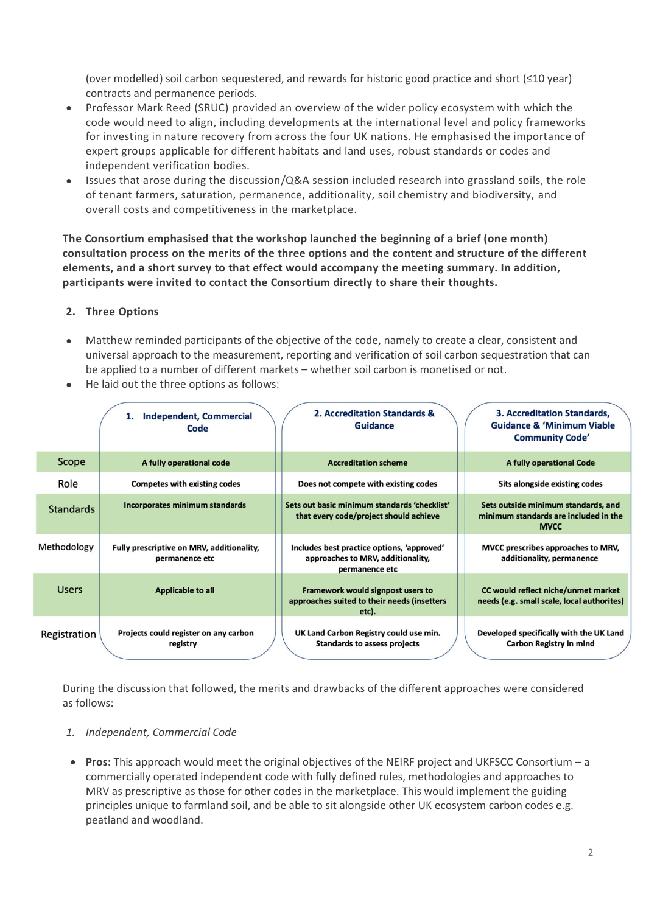(over modelled) soil carbon sequestered, and rewards for historic good practice and short (≤10 year) contracts and permanence periods.

- Professor Mark Reed (SRUC) provided an overview of the wider policy ecosystem with which the code would need to align, including developments at the international level and policy frameworks for investing in nature recovery from across the four UK nations. He emphasised the importance of expert groups applicable for different habitats and land uses, robust standards or codes and independent verification bodies.
- Issues that arose during the discussion/Q&A session included research into grassland soils, the role of tenant farmers, saturation, permanence, additionality, soil chemistry and biodiversity, and overall costs and competitiveness in the marketplace.

**The Consortium emphasised that the workshop launched the beginning of a brief (one month) consultation process on the merits of the three options and the content and structure of the different elements, and a short survey to that effect would accompany the meeting summary. In addition, participants were invited to contact the Consortium directly to share their thoughts.**

## 2. Three Options

- Matthew reminded participants of the objective of the code, namely to create a clear, consistent and universal approach to the measurement, reporting and verification of soil carbon sequestration that can be applied to a number of different markets – whether soil carbon is monetised or not.
- He laid out the three options as follows:

| | 1. Independent, Commercial Code | 2. Accreditation Standards & Guidance | 3. Accreditation Standards, Guidance & 'Minimum Viable Community Code' |
|---|---|---|---|
| Scope | A fully operational code | Accreditation scheme | A fully operational Code |
| Role | Competes with existing codes | Does not compete with existing codes | Sits alongside existing codes |
| Standards | Incorporates minimum standards | Sets out basic minimum standards 'checklist' that every code/project should achieve | Sets outside minimum standards, and minimum standards are included in the MVCC |
| Methodology | Fully prescriptive on MRV, additionality, permanence etc | Includes best practice options, 'approved' approaches to MRV, additionality, permanence etc | MVCC prescribes approaches to MRV, additionality, permanence |
| Users | Applicable to all | Framework would signpost users to approaches suited to their needs (insetters etc). | CC would reflect niche/unmet market needs (e.g. small scale, local authorities) |
| Registration | Projects could register on any carbon registry | UK Land Carbon Registry could use min. Standards to assess projects | Developed specifically with the UK Land Carbon Registry in mind |

During the discussion that followed, the merits and drawbacks of the different approaches were considered as follows:

1. *Independent, Commercial Code*

- **Pros:** This approach would meet the original objectives of the NEIRF project and UKFSCC Consortium – a commercially operated independent code with fully defined rules, methodologies and approaches to MRV as prescriptive as those for other codes in the marketplace. This would implement the guiding principles unique to farmland soil, and be able to sit alongside other UK ecosystem carbon codes e.g. peatland and woodland.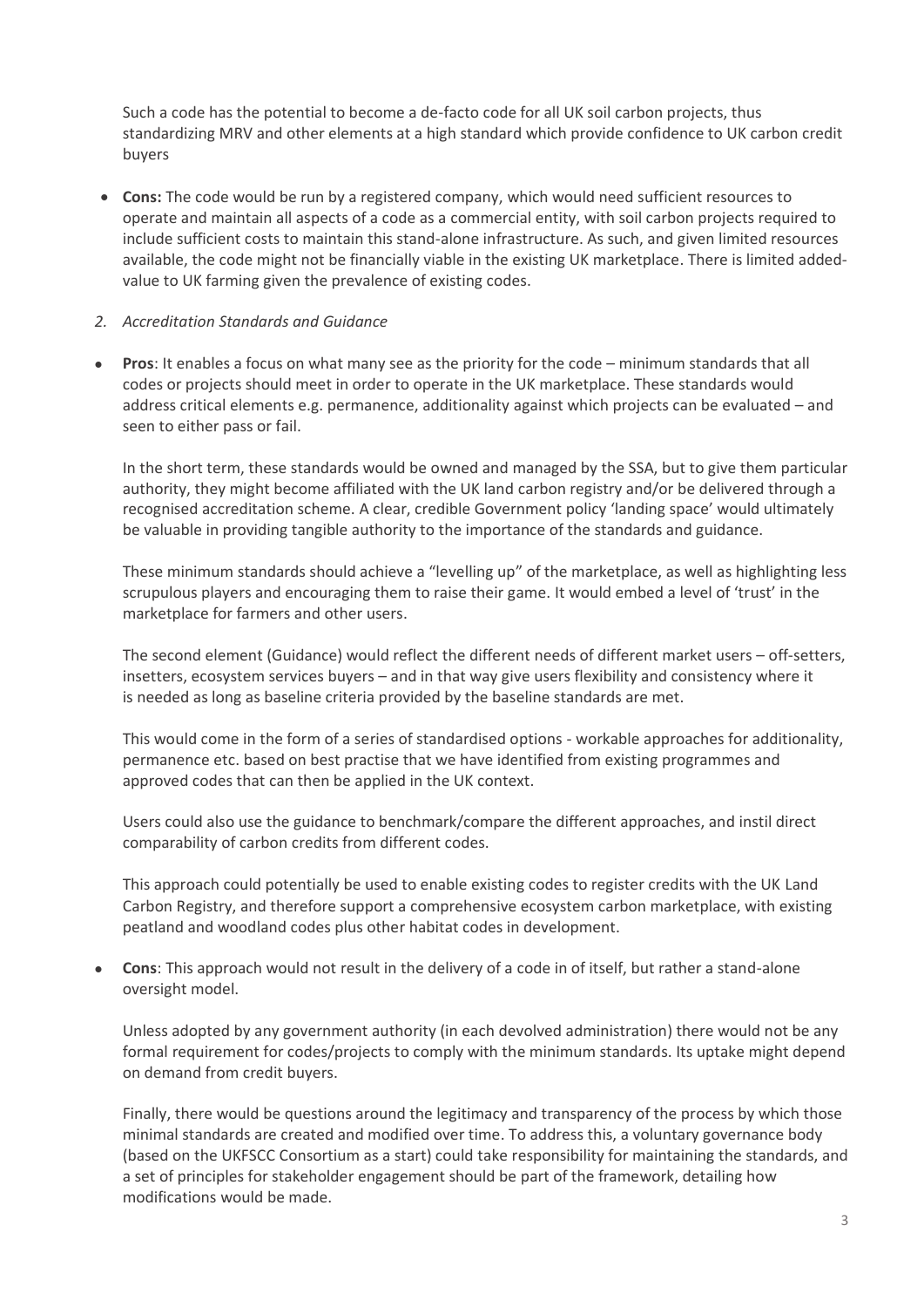Such a code has the potential to become a de-facto code for all UK soil carbon projects, thus standardizing MRV and other elements at a high standard which provide confidence to UK carbon credit buyers

- **Cons:** The code would be run by a registered company, which would need sufficient resources to operate and maintain all aspects of a code as a commercial entity, with soil carbon projects required to include sufficient costs to maintain this stand-alone infrastructure. As such, and given limited resources available, the code might not be financially viable in the existing UK marketplace. There is limited added-value to UK farming given the prevalence of existing codes.

*2. Accreditation Standards and Guidance*

- **Pros**: It enables a focus on what many see as the priority for the code – minimum standards that all codes or projects should meet in order to operate in the UK marketplace. These standards would address critical elements e.g. permanence, additionality against which projects can be evaluated – and seen to either pass or fail.

  In the short term, these standards would be owned and managed by the SSA, but to give them particular authority, they might become affiliated with the UK land carbon registry and/or be delivered through a recognised accreditation scheme. A clear, credible Government policy 'landing space' would ultimately be valuable in providing tangible authority to the importance of the standards and guidance.

  These minimum standards should achieve a "levelling up" of the marketplace, as well as highlighting less scrupulous players and encouraging them to raise their game. It would embed a level of 'trust' in the marketplace for farmers and other users.

  The second element (Guidance) would reflect the different needs of different market users – off-setters, insetters, ecosystem services buyers – and in that way give users flexibility and consistency where it is needed as long as baseline criteria provided by the baseline standards are met.

  This would come in the form of a series of standardised options - workable approaches for additionality, permanence etc. based on best practise that we have identified from existing programmes and approved codes that can then be applied in the UK context.

  Users could also use the guidance to benchmark/compare the different approaches, and instil direct comparability of carbon credits from different codes.

  This approach could potentially be used to enable existing codes to register credits with the UK Land Carbon Registry, and therefore support a comprehensive ecosystem carbon marketplace, with existing peatland and woodland codes plus other habitat codes in development.

- **Cons**: This approach would not result in the delivery of a code in of itself, but rather a stand-alone oversight model.

  Unless adopted by any government authority (in each devolved administration) there would not be any formal requirement for codes/projects to comply with the minimum standards. Its uptake might depend on demand from credit buyers.

  Finally, there would be questions around the legitimacy and transparency of the process by which those minimal standards are created and modified over time. To address this, a voluntary governance body (based on the UKFSCC Consortium as a start) could take responsibility for maintaining the standards, and a set of principles for stakeholder engagement should be part of the framework, detailing how modifications would be made.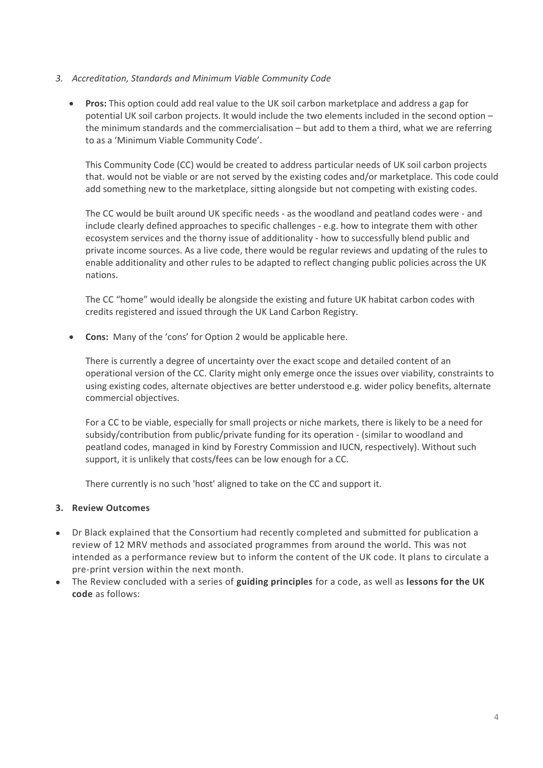*3. Accreditation, Standards and Minimum Viable Community Code*

- **Pros:** This option could add real value to the UK soil carbon marketplace and address a gap for potential UK soil carbon projects. It would include the two elements included in the second option – the minimum standards and the commercialisation – but add to them a third, what we are referring to as a 'Minimum Viable Community Code'.

  This Community Code (CC) would be created to address particular needs of UK soil carbon projects that. would not be viable or are not served by the existing codes and/or marketplace. This code could add something new to the marketplace, sitting alongside but not competing with existing codes.

  The CC would be built around UK specific needs - as the woodland and peatland codes were - and include clearly defined approaches to specific challenges - e.g. how to integrate them with other ecosystem services and the thorny issue of additionality - how to successfully blend public and private income sources. As a live code, there would be regular reviews and updating of the rules to enable additionality and other rules to be adapted to reflect changing public policies across the UK nations.

  The CC "home" would ideally be alongside the existing and future UK habitat carbon codes with credits registered and issued through the UK Land Carbon Registry.

- **Cons:** Many of the 'cons' for Option 2 would be applicable here.

  There is currently a degree of uncertainty over the exact scope and detailed content of an operational version of the CC. Clarity might only emerge once the issues over viability, constraints to using existing codes, alternate objectives are better understood e.g. wider policy benefits, alternate commercial objectives.

  For a CC to be viable, especially for small projects or niche markets, there is likely to be a need for subsidy/contribution from public/private funding for its operation - (similar to woodland and peatland codes, managed in kind by Forestry Commission and IUCN, respectively). Without such support, it is unlikely that costs/fees can be low enough for a CC.

  There currently is no such 'host' aligned to take on the CC and support it.

## 3. Review Outcomes

- Dr Black explained that the Consortium had recently completed and submitted for publication a review of 12 MRV methods and associated programmes from around the world. This was not intended as a performance review but to inform the content of the UK code. It plans to circulate a pre-print version within the next month.
- The Review concluded with a series of **guiding principles** for a code, as well as **lessons for the UK code** as follows: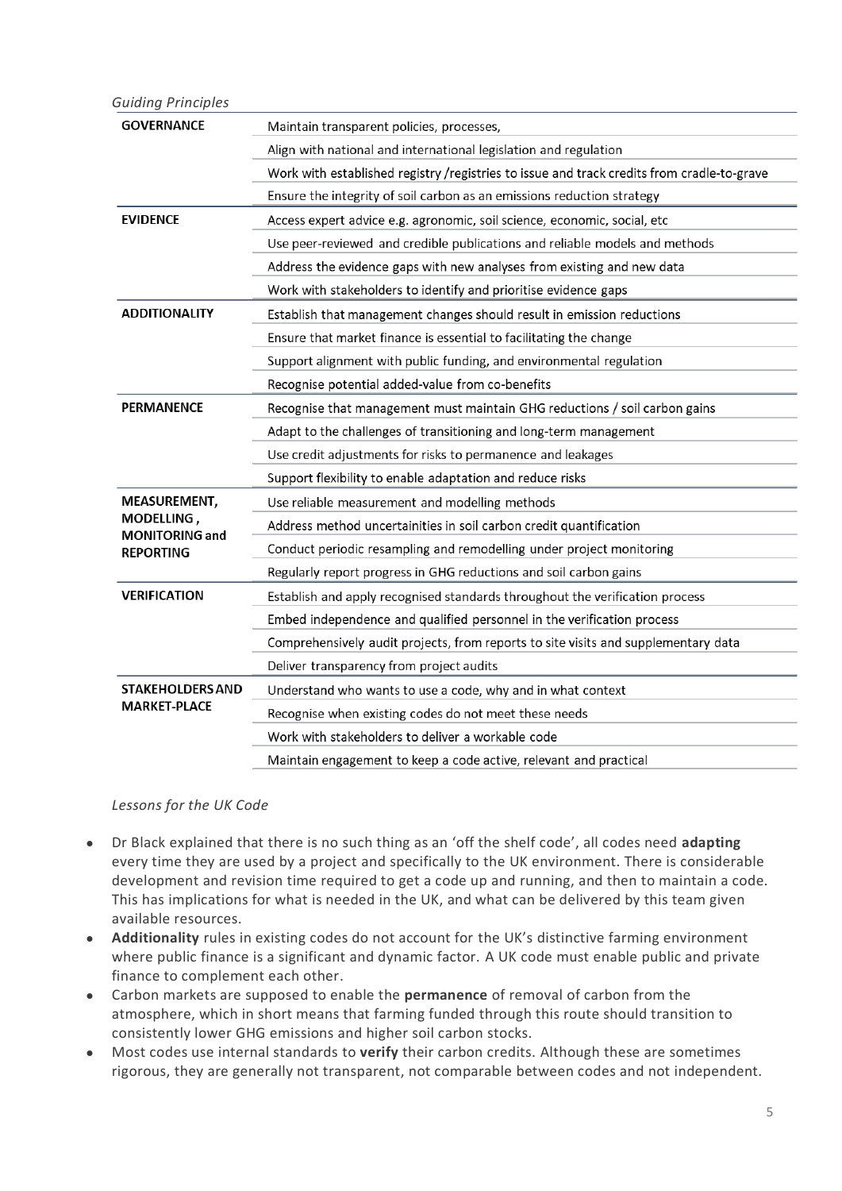*Guiding Principles*

| | |
|---|---|
| **GOVERNANCE** | Maintain transparent policies, processes, |
| | Align with national and international legislation and regulation |
| | Work with established registry /registries to issue and track credits from cradle-to-grave |
| | Ensure the integrity of soil carbon as an emissions reduction strategy |
| **EVIDENCE** | Access expert advice e.g. agronomic, soil science, economic, social, etc |
| | Use peer-reviewed and credible publications and reliable models and methods |
| | Address the evidence gaps with new analyses from existing and new data |
| | Work with stakeholders to identify and prioritise evidence gaps |
| **ADDITIONALITY** | Establish that management changes should result in emission reductions |
| | Ensure that market finance is essential to facilitating the change |
| | Support alignment with public funding, and environmental regulation |
| | Recognise potential added-value from co-benefits |
| **PERMANENCE** | Recognise that management must maintain GHG reductions / soil carbon gains |
| | Adapt to the challenges of transitioning and long-term management |
| | Use credit adjustments for risks to permanence and leakages |
| | Support flexibility to enable adaptation and reduce risks |
| **MEASUREMENT, MODELLING, MONITORING and REPORTING** | Use reliable measurement and modelling methods |
| | Address method uncertainities in soil carbon credit quantification |
| | Conduct periodic resampling and remodelling under project monitoring |
| | Regularly report progress in GHG reductions and soil carbon gains |
| **VERIFICATION** | Establish and apply recognised standards throughout the verification process |
| | Embed independence and qualified personnel in the verification process |
| | Comprehensively audit projects, from reports to site visits and supplementary data |
| | Deliver transparency from project audits |
| **STAKEHOLDERS AND MARKET-PLACE** | Understand who wants to use a code, why and in what context |
| | Recognise when existing codes do not meet these needs |
| | Work with stakeholders to deliver a workable code |
| | Maintain engagement to keep a code active, relevant and practical |

*Lessons for the UK Code*

- Dr Black explained that there is no such thing as an 'off the shelf code', all codes need **adapting** every time they are used by a project and specifically to the UK environment. There is considerable development and revision time required to get a code up and running, and then to maintain a code. This has implications for what is needed in the UK, and what can be delivered by this team given available resources.
- **Additionality** rules in existing codes do not account for the UK's distinctive farming environment where public finance is a significant and dynamic factor. A UK code must enable public and private finance to complement each other.
- Carbon markets are supposed to enable the **permanence** of removal of carbon from the atmosphere, which in short means that farming funded through this route should transition to consistently lower GHG emissions and higher soil carbon stocks.
- Most codes use internal standards to **verify** their carbon credits. Although these are sometimes rigorous, they are generally not transparent, not comparable between codes and not independent.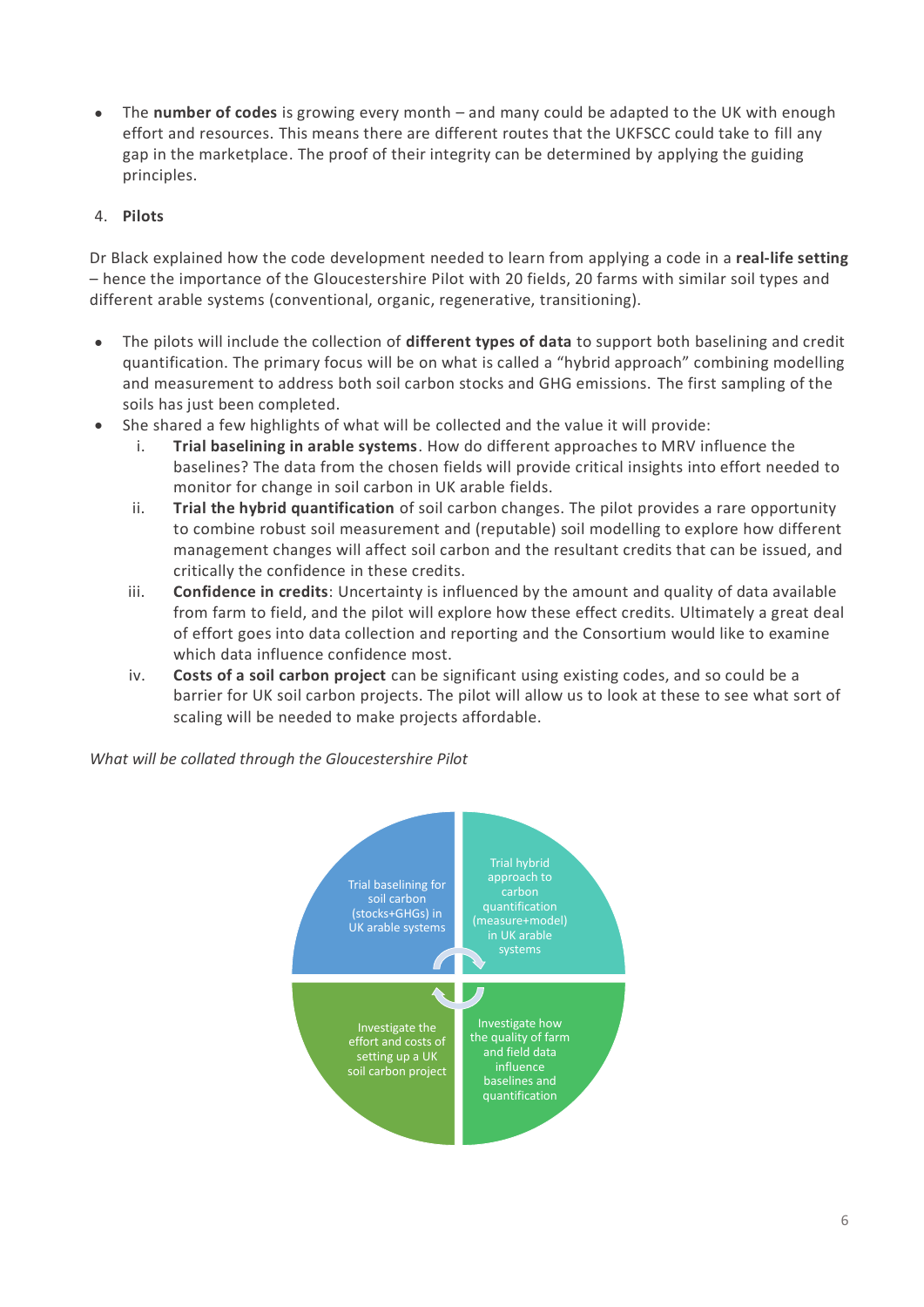- The **number of codes** is growing every month – and many could be adapted to the UK with enough effort and resources. This means there are different routes that the UKFSCC could take to fill any gap in the marketplace. The proof of their integrity can be determined by applying the guiding principles.

4. **Pilots**

Dr Black explained how the code development needed to learn from applying a code in a **real-life setting** – hence the importance of the Gloucestershire Pilot with 20 fields, 20 farms with similar soil types and different arable systems (conventional, organic, regenerative, transitioning).

- The pilots will include the collection of **different types of data** to support both baselining and credit quantification. The primary focus will be on what is called a "hybrid approach" combining modelling and measurement to address both soil carbon stocks and GHG emissions. The first sampling of the soils has just been completed.
- She shared a few highlights of what will be collected and the value it will provide:
    1. **Trial baselining in arable systems**. How do different approaches to MRV influence the baselines? The data from the chosen fields will provide critical insights into effort needed to monitor for change in soil carbon in UK arable fields.
    2. **Trial the hybrid quantification** of soil carbon changes. The pilot provides a rare opportunity to combine robust soil measurement and (reputable) soil modelling to explore how different management changes will affect soil carbon and the resultant credits that can be issued, and critically the confidence in these credits.
    3. **Confidence in credits**: Uncertainty is influenced by the amount and quality of data available from farm to field, and the pilot will explore how these effect credits. Ultimately a great deal of effort goes into data collection and reporting and the Consortium would like to examine which data influence confidence most.
    4. **Costs of a soil carbon project** can be significant using existing codes, and so could be a barrier for UK soil carbon projects. The pilot will allow us to look at these to see what sort of scaling will be needed to make projects affordable.

*What will be collated through the Gloucestershire Pilot*

- Trial baselining for soil carbon (stocks+GHGs) in UK arable systems
- Trial hybrid approach to carbon quantification (measure+model) in UK arable systems
- Investigate how the quality of farm and field data influence baselines and quantification
- Investigate the effort and costs of setting up a UK soil carbon project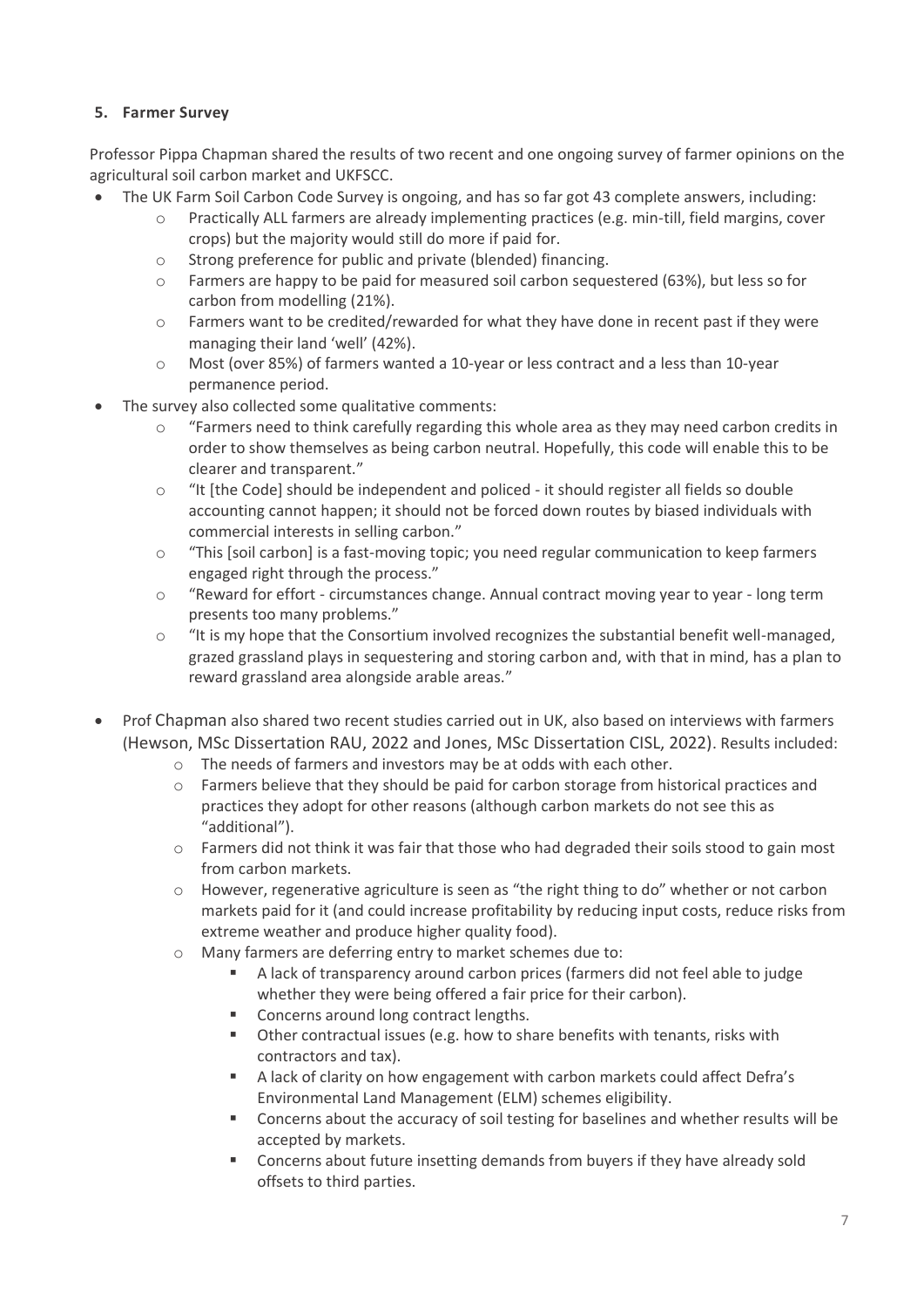## 5. Farmer Survey

Professor Pippa Chapman shared the results of two recent and one ongoing survey of farmer opinions on the agricultural soil carbon market and UKFSCC.

- The UK Farm Soil Carbon Code Survey is ongoing, and has so far got 43 complete answers, including:
    - Practically ALL farmers are already implementing practices (e.g. min-till, field margins, cover crops) but the majority would still do more if paid for.
    - Strong preference for public and private (blended) financing.
    - Farmers are happy to be paid for measured soil carbon sequestered (63%), but less so for carbon from modelling (21%).
    - Farmers want to be credited/rewarded for what they have done in recent past if they were managing their land 'well' (42%).
    - Most (over 85%) of farmers wanted a 10-year or less contract and a less than 10-year permanence period.
- The survey also collected some qualitative comments:
    - "Farmers need to think carefully regarding this whole area as they may need carbon credits in order to show themselves as being carbon neutral. Hopefully, this code will enable this to be clearer and transparent."
    - "It [the Code] should be independent and policed - it should register all fields so double accounting cannot happen; it should not be forced down routes by biased individuals with commercial interests in selling carbon."
    - "This [soil carbon] is a fast-moving topic; you need regular communication to keep farmers engaged right through the process."
    - "Reward for effort - circumstances change. Annual contract moving year to year - long term presents too many problems."
    - "It is my hope that the Consortium involved recognizes the substantial benefit well-managed, grazed grassland plays in sequestering and storing carbon and, with that in mind, has a plan to reward grassland area alongside arable areas."
- Prof Chapman also shared two recent studies carried out in UK, also based on interviews with farmers (Hewson, MSc Dissertation RAU, 2022 and Jones, MSc Dissertation CISL, 2022). Results included:
    - The needs of farmers and investors may be at odds with each other.
    - Farmers believe that they should be paid for carbon storage from historical practices and practices they adopt for other reasons (although carbon markets do not see this as "additional").
    - Farmers did not think it was fair that those who had degraded their soils stood to gain most from carbon markets.
    - However, regenerative agriculture is seen as "the right thing to do" whether or not carbon markets paid for it (and could increase profitability by reducing input costs, reduce risks from extreme weather and produce higher quality food).
    - Many farmers are deferring entry to market schemes due to:
        - A lack of transparency around carbon prices (farmers did not feel able to judge whether they were being offered a fair price for their carbon).
        - Concerns around long contract lengths.
        - Other contractual issues (e.g. how to share benefits with tenants, risks with contractors and tax).
        - A lack of clarity on how engagement with carbon markets could affect Defra's Environmental Land Management (ELM) schemes eligibility.
        - Concerns about the accuracy of soil testing for baselines and whether results will be accepted by markets.
        - Concerns about future insetting demands from buyers if they have already sold offsets to third parties.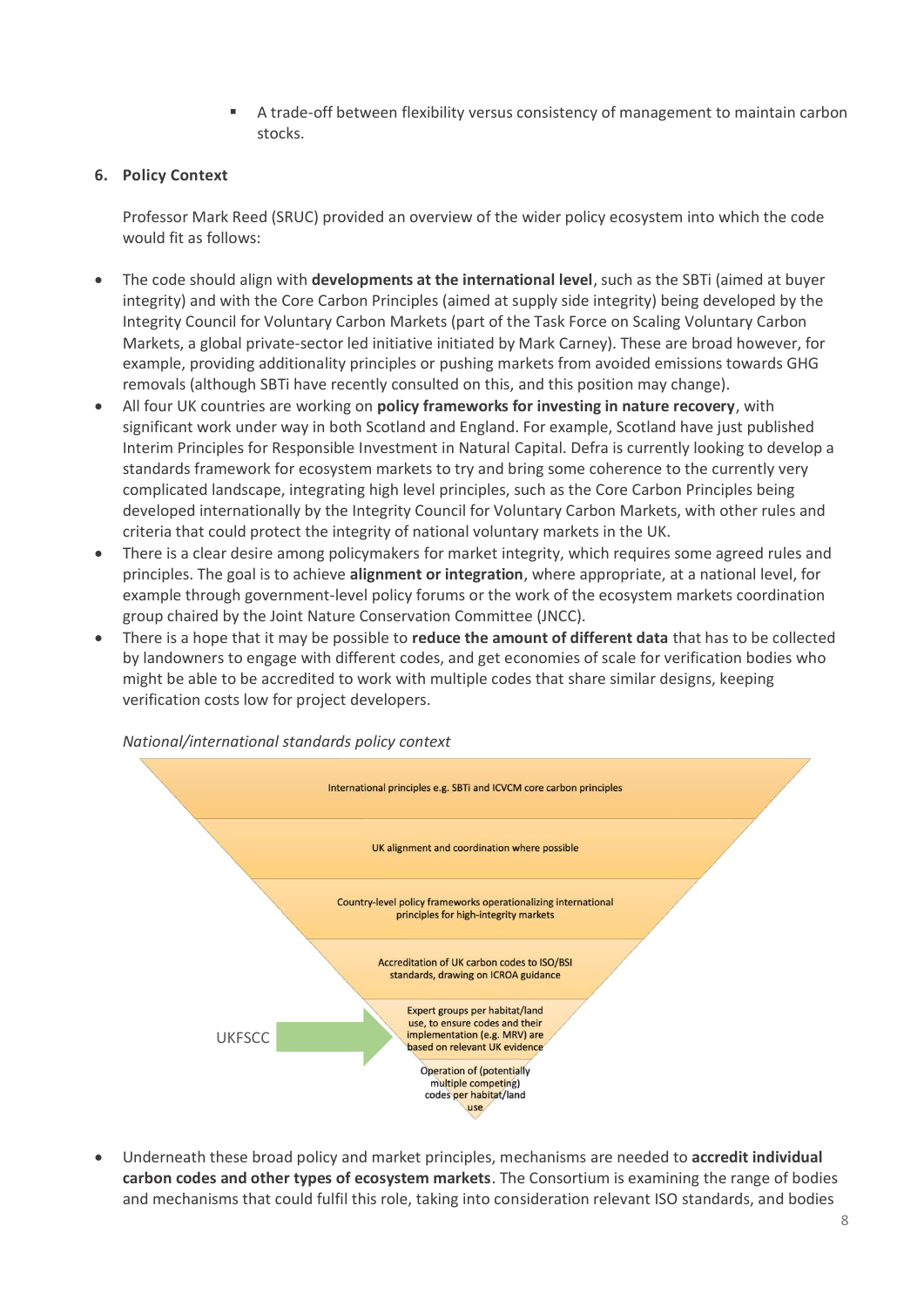- A trade-off between flexibility versus consistency of management to maintain carbon stocks.

## 6. Policy Context

Professor Mark Reed (SRUC) provided an overview of the wider policy ecosystem into which the code would fit as follows:

- The code should align with **developments at the international level**, such as the SBTi (aimed at buyer integrity) and with the Core Carbon Principles (aimed at supply side integrity) being developed by the Integrity Council for Voluntary Carbon Markets (part of the Task Force on Scaling Voluntary Carbon Markets, a global private-sector led initiative initiated by Mark Carney). These are broad however, for example, providing additionality principles or pushing markets from avoided emissions towards GHG removals (although SBTi have recently consulted on this, and this position may change).
- All four UK countries are working on **policy frameworks for investing in nature recovery**, with significant work under way in both Scotland and England. For example, Scotland have just published Interim Principles for Responsible Investment in Natural Capital. Defra is currently looking to develop a standards framework for ecosystem markets to try and bring some coherence to the currently very complicated landscape, integrating high level principles, such as the Core Carbon Principles being developed internationally by the Integrity Council for Voluntary Carbon Markets, with other rules and criteria that could protect the integrity of national voluntary markets in the UK.
- There is a clear desire among policymakers for market integrity, which requires some agreed rules and principles. The goal is to achieve **alignment or integration**, where appropriate, at a national level, for example through government-level policy forums or the work of the ecosystem markets coordination group chaired by the Joint Nature Conservation Committee (JNCC).
- There is a hope that it may be possible to **reduce the amount of different data** that has to be collected by landowners to engage with different codes, and get economies of scale for verification bodies who might be able to be accredited to work with multiple codes that share similar designs, keeping verification costs low for project developers.

*National/international standards policy context*

- International principles e.g. SBTi and ICVCM core carbon principles
- UK alignment and coordination where possible
- Country-level policy frameworks operationalizing international principles for high-integrity markets
- Accreditation of UK carbon codes to ISO/BSI standards, drawing on ICROA guidance
- Expert groups per habitat/land use, to ensure codes and their implementation (e.g. MRV) are based on relevant UK evidence ← UKFSCC
- Operation of (potentially multiple competing) codes per habitat/land use

- Underneath these broad policy and market principles, mechanisms are needed to **accredit individual carbon codes and other types of ecosystem markets**. The Consortium is examining the range of bodies and mechanisms that could fulfil this role, taking into consideration relevant ISO standards, and bodies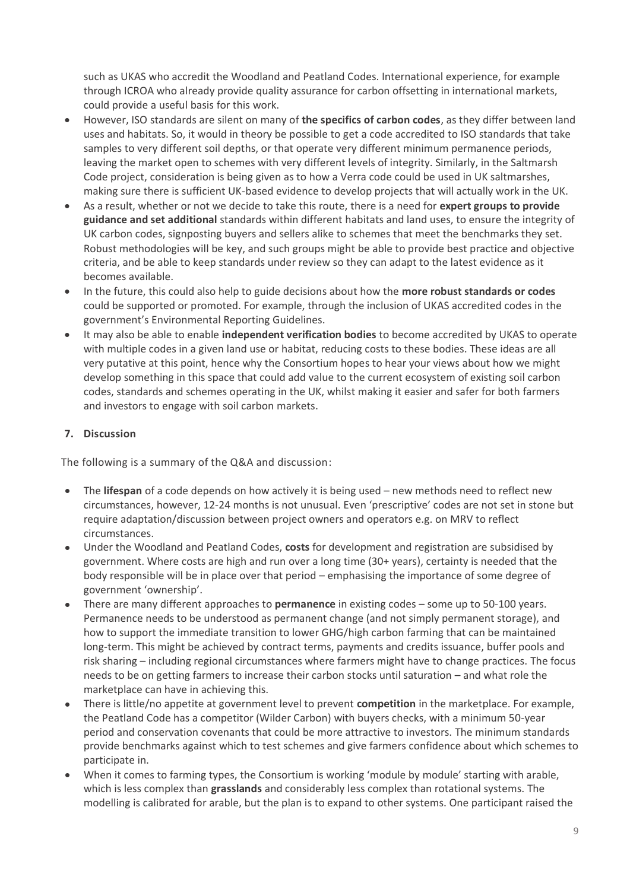such as UKAS who accredit the Woodland and Peatland Codes. International experience, for example through ICROA who already provide quality assurance for carbon offsetting in international markets, could provide a useful basis for this work.

- However, ISO standards are silent on many of **the specifics of carbon codes**, as they differ between land uses and habitats. So, it would in theory be possible to get a code accredited to ISO standards that take samples to very different soil depths, or that operate very different minimum permanence periods, leaving the market open to schemes with very different levels of integrity. Similarly, in the Saltmarsh Code project, consideration is being given as to how a Verra code could be used in UK saltmarshes, making sure there is sufficient UK-based evidence to develop projects that will actually work in the UK.
- As a result, whether or not we decide to take this route, there is a need for **expert groups to provide guidance and set additional** standards within different habitats and land uses, to ensure the integrity of UK carbon codes, signposting buyers and sellers alike to schemes that meet the benchmarks they set. Robust methodologies will be key, and such groups might be able to provide best practice and objective criteria, and be able to keep standards under review so they can adapt to the latest evidence as it becomes available.
- In the future, this could also help to guide decisions about how the **more robust standards or codes** could be supported or promoted. For example, through the inclusion of UKAS accredited codes in the government's Environmental Reporting Guidelines.
- It may also be able to enable **independent verification bodies** to become accredited by UKAS to operate with multiple codes in a given land use or habitat, reducing costs to these bodies. These ideas are all very putative at this point, hence why the Consortium hopes to hear your views about how we might develop something in this space that could add value to the current ecosystem of existing soil carbon codes, standards and schemes operating in the UK, whilst making it easier and safer for both farmers and investors to engage with soil carbon markets.

## 7. Discussion

The following is a summary of the Q&A and discussion:

- The **lifespan** of a code depends on how actively it is being used – new methods need to reflect new circumstances, however, 12-24 months is not unusual. Even 'prescriptive' codes are not set in stone but require adaptation/discussion between project owners and operators e.g. on MRV to reflect circumstances.
- Under the Woodland and Peatland Codes, **costs** for development and registration are subsidised by government. Where costs are high and run over a long time (30+ years), certainty is needed that the body responsible will be in place over that period – emphasising the importance of some degree of government 'ownership'.
- There are many different approaches to **permanence** in existing codes – some up to 50-100 years. Permanence needs to be understood as permanent change (and not simply permanent storage), and how to support the immediate transition to lower GHG/high carbon farming that can be maintained long-term. This might be achieved by contract terms, payments and credits issuance, buffer pools and risk sharing – including regional circumstances where farmers might have to change practices. The focus needs to be on getting farmers to increase their carbon stocks until saturation – and what role the marketplace can have in achieving this.
- There is little/no appetite at government level to prevent **competition** in the marketplace. For example, the Peatland Code has a competitor (Wilder Carbon) with buyers checks, with a minimum 50-year period and conservation covenants that could be more attractive to investors. The minimum standards provide benchmarks against which to test schemes and give farmers confidence about which schemes to participate in.
- When it comes to farming types, the Consortium is working 'module by module' starting with arable, which is less complex than **grasslands** and considerably less complex than rotational systems. The modelling is calibrated for arable, but the plan is to expand to other systems. One participant raised the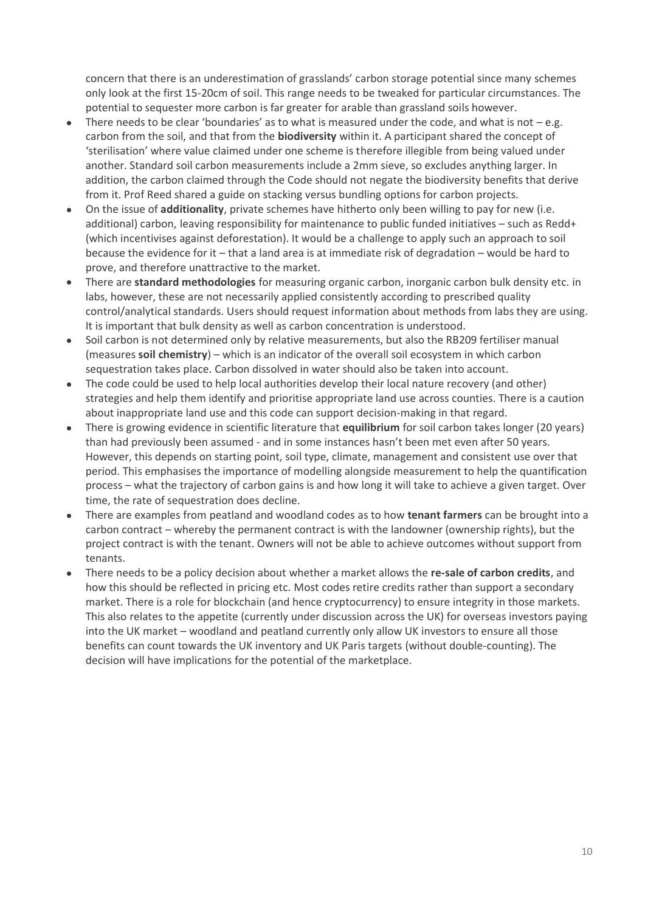concern that there is an underestimation of grasslands' carbon storage potential since many schemes only look at the first 15-20cm of soil. This range needs to be tweaked for particular circumstances. The potential to sequester more carbon is far greater for arable than grassland soils however.

- There needs to be clear 'boundaries' as to what is measured under the code, and what is not – e.g. carbon from the soil, and that from the **biodiversity** within it. A participant shared the concept of 'sterilisation' where value claimed under one scheme is therefore illegible from being valued under another. Standard soil carbon measurements include a 2mm sieve, so excludes anything larger. In addition, the carbon claimed through the Code should not negate the biodiversity benefits that derive from it. Prof Reed shared a guide on stacking versus bundling options for carbon projects.
- On the issue of **additionality**, private schemes have hitherto only been willing to pay for new (i.e. additional) carbon, leaving responsibility for maintenance to public funded initiatives – such as Redd+ (which incentivises against deforestation). It would be a challenge to apply such an approach to soil because the evidence for it – that a land area is at immediate risk of degradation – would be hard to prove, and therefore unattractive to the market.
- There are **standard methodologies** for measuring organic carbon, inorganic carbon bulk density etc. in labs, however, these are not necessarily applied consistently according to prescribed quality control/analytical standards. Users should request information about methods from labs they are using. It is important that bulk density as well as carbon concentration is understood.
- Soil carbon is not determined only by relative measurements, but also the RB209 fertiliser manual (measures **soil chemistry**) – which is an indicator of the overall soil ecosystem in which carbon sequestration takes place. Carbon dissolved in water should also be taken into account.
- The code could be used to help local authorities develop their local nature recovery (and other) strategies and help them identify and prioritise appropriate land use across counties. There is a caution about inappropriate land use and this code can support decision-making in that regard.
- There is growing evidence in scientific literature that **equilibrium** for soil carbon takes longer (20 years) than had previously been assumed - and in some instances hasn't been met even after 50 years. However, this depends on starting point, soil type, climate, management and consistent use over that period. This emphasises the importance of modelling alongside measurement to help the quantification process – what the trajectory of carbon gains is and how long it will take to achieve a given target. Over time, the rate of sequestration does decline.
- There are examples from peatland and woodland codes as to how **tenant farmers** can be brought into a carbon contract – whereby the permanent contract is with the landowner (ownership rights), but the project contract is with the tenant. Owners will not be able to achieve outcomes without support from tenants.
- There needs to be a policy decision about whether a market allows the **re-sale of carbon credits**, and how this should be reflected in pricing etc. Most codes retire credits rather than support a secondary market. There is a role for blockchain (and hence cryptocurrency) to ensure integrity in those markets. This also relates to the appetite (currently under discussion across the UK) for overseas investors paying into the UK market – woodland and peatland currently only allow UK investors to ensure all those benefits can count towards the UK inventory and UK Paris targets (without double-counting). The decision will have implications for the potential of the marketplace.